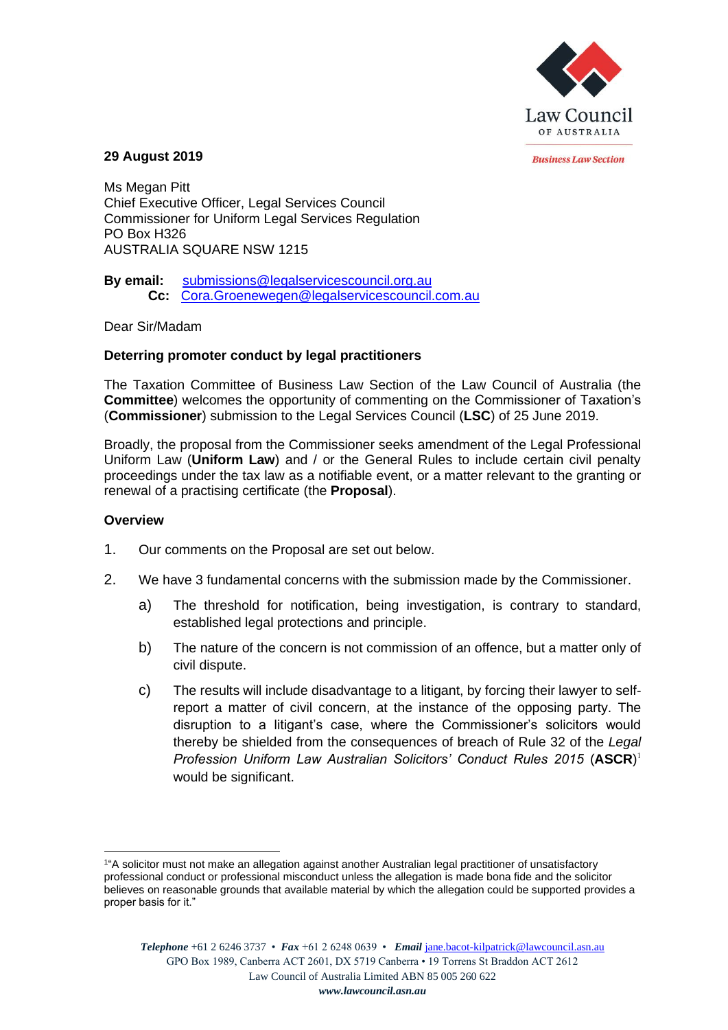Law Council OF AUSTRALIA

*Business Law Section*

**29 August 2019**

Ms Megan Pitt
Chief Executive Officer, Legal Services Council
Commissioner for Uniform Legal Services Regulation
PO Box H326
AUSTRALIA SQUARE NSW 1215

**By email:** submissions@legalservicescouncil.org.au
**Cc:** Cora.Groenewegen@legalservicescouncil.com.au

Dear Sir/Madam

**Deterring promoter conduct by legal practitioners**

The Taxation Committee of Business Law Section of the Law Council of Australia (the **Committee**) welcomes the opportunity of commenting on the Commissioner of Taxation's (**Commissioner**) submission to the Legal Services Council (**LSC**) of 25 June 2019.

Broadly, the proposal from the Commissioner seeks amendment of the Legal Professional Uniform Law (**Uniform Law**) and / or the General Rules to include certain civil penalty proceedings under the tax law as a notifiable event, or a matter relevant to the granting or renewal of a practising certificate (the **Proposal**).

**Overview**

1. Our comments on the Proposal are set out below.
2. We have 3 fundamental concerns with the submission made by the Commissioner.
   a) The threshold for notification, being investigation, is contrary to standard, established legal protections and principle.
   b) The nature of the concern is not commission of an offence, but a matter only of civil dispute.
   c) The results will include disadvantage to a litigant, by forcing their lawyer to self-report a matter of civil concern, at the instance of the opposing party. The disruption to a litigant's case, where the Commissioner's solicitors would thereby be shielded from the consequences of breach of Rule 32 of the *Legal Profession Uniform Law Australian Solicitors' Conduct Rules 2015* (**ASCR**)[1] would be significant.

---

[1] "A solicitor must not make an allegation against another Australian legal practitioner of unsatisfactory professional conduct or professional misconduct unless the allegation is made bona fide and the solicitor believes on reasonable grounds that available material by which the allegation could be supported provides a proper basis for it."

***Telephone*** +61 2 6246 3737 • ***Fax*** +61 2 6248 0639 • ***Email*** jane.bacot-kilpatrick@lawcouncil.asn.au
GPO Box 1989, Canberra ACT 2601, DX 5719 Canberra • 19 Torrens St Braddon ACT 2612
Law Council of Australia Limited ABN 85 005 260 622
***www.lawcouncil.asn.au***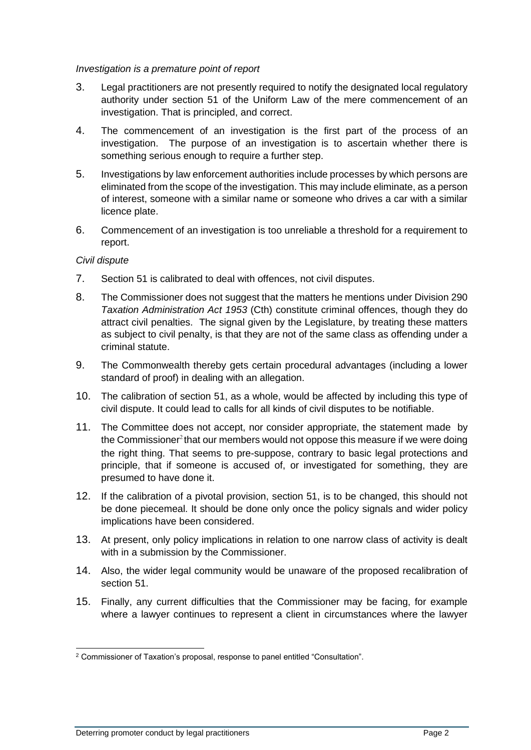*Investigation is a premature point of report*

3. Legal practitioners are not presently required to notify the designated local regulatory authority under section 51 of the Uniform Law of the mere commencement of an investigation. That is principled, and correct.

4. The commencement of an investigation is the first part of the process of an investigation. The purpose of an investigation is to ascertain whether there is something serious enough to require a further step.

5. Investigations by law enforcement authorities include processes by which persons are eliminated from the scope of the investigation. This may include eliminate, as a person of interest, someone with a similar name or someone who drives a car with a similar licence plate.

6. Commencement of an investigation is too unreliable a threshold for a requirement to report.

*Civil dispute*

7. Section 51 is calibrated to deal with offences, not civil disputes.

8. The Commissioner does not suggest that the matters he mentions under Division 290 *Taxation Administration Act 1953* (Cth) constitute criminal offences, though they do attract civil penalties. The signal given by the Legislature, by treating these matters as subject to civil penalty, is that they are not of the same class as offending under a criminal statute.

9. The Commonwealth thereby gets certain procedural advantages (including a lower standard of proof) in dealing with an allegation.

10. The calibration of section 51, as a whole, would be affected by including this type of civil dispute. It could lead to calls for all kinds of civil disputes to be notifiable.

11. The Committee does not accept, nor consider appropriate, the statement made by the Commissioner[2] that our members would not oppose this measure if we were doing the right thing. That seems to pre-suppose, contrary to basic legal protections and principle, that if someone is accused of, or investigated for something, they are presumed to have done it.

12. If the calibration of a pivotal provision, section 51, is to be changed, this should not be done piecemeal. It should be done only once the policy signals and wider policy implications have been considered.

13. At present, only policy implications in relation to one narrow class of activity is dealt with in a submission by the Commissioner.

14. Also, the wider legal community would be unaware of the proposed recalibration of section 51.

15. Finally, any current difficulties that the Commissioner may be facing, for example where a lawyer continues to represent a client in circumstances where the lawyer

---

[2] Commissioner of Taxation's proposal, response to panel entitled "Consultation".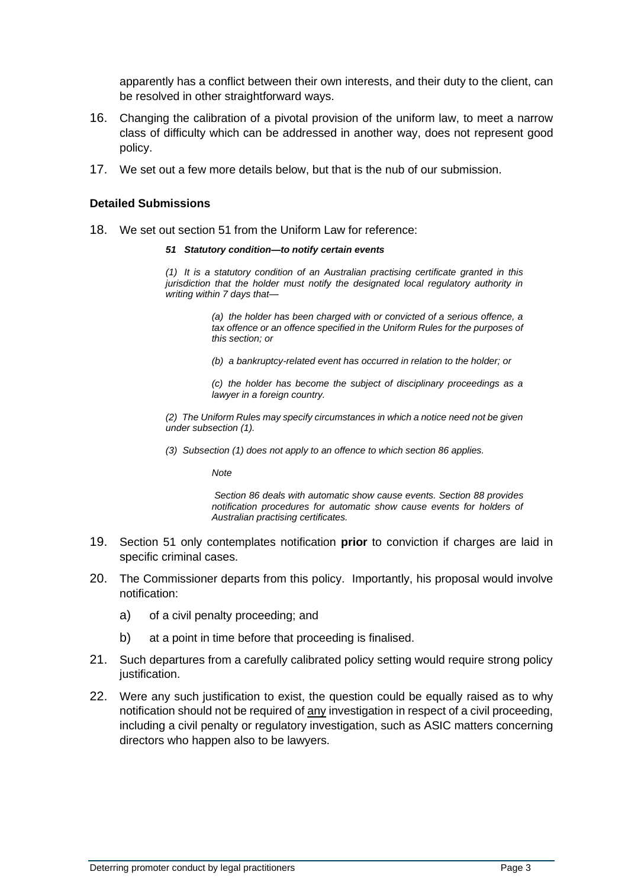apparently has a conflict between their own interests, and their duty to the client, can be resolved in other straightforward ways.

16. Changing the calibration of a pivotal provision of the uniform law, to meet a narrow class of difficulty which can be addressed in another way, does not represent good policy.

17. We set out a few more details below, but that is the nub of our submission.

### Detailed Submissions

18. We set out section 51 from the Uniform Law for reference:

> ***51 Statutory condition—to notify certain events***
>
> *(1) It is a statutory condition of an Australian practising certificate granted in this jurisdiction that the holder must notify the designated local regulatory authority in writing within 7 days that—*
>
> > *(a) the holder has been charged with or convicted of a serious offence, a tax offence or an offence specified in the Uniform Rules for the purposes of this section; or*
> >
> > *(b) a bankruptcy-related event has occurred in relation to the holder; or*
> >
> > *(c) the holder has become the subject of disciplinary proceedings as a lawyer in a foreign country.*
>
> *(2) The Uniform Rules may specify circumstances in which a notice need not be given under subsection (1).*
>
> *(3) Subsection (1) does not apply to an offence to which section 86 applies.*
>
> > *Note*
> >
> > *Section 86 deals with automatic show cause events. Section 88 provides notification procedures for automatic show cause events for holders of Australian practising certificates.*

19. Section 51 only contemplates notification **prior** to conviction if charges are laid in specific criminal cases.

20. The Commissioner departs from this policy. Importantly, his proposal would involve notification:

    a) of a civil penalty proceeding; and

    b) at a point in time before that proceeding is finalised.

21. Such departures from a carefully calibrated policy setting would require strong policy justification.

22. Were any such justification to exist, the question could be equally raised as to why notification should not be required of <u>any</u> investigation in respect of a civil proceeding, including a civil penalty or regulatory investigation, such as ASIC matters concerning directors who happen also to be lawyers.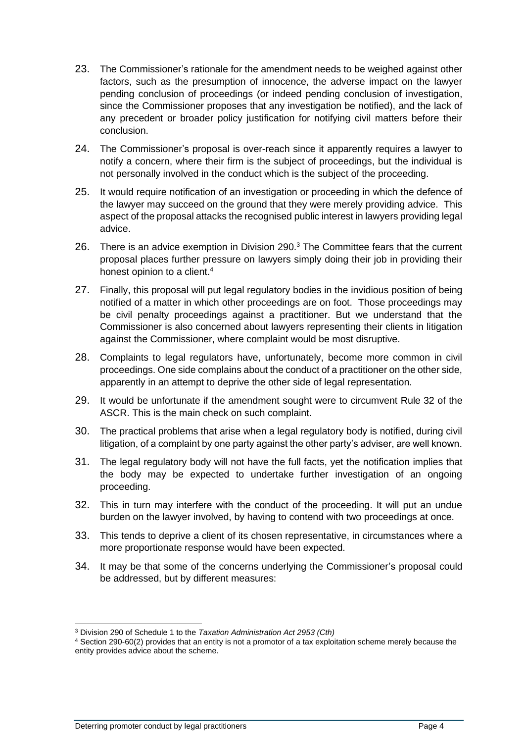23. The Commissioner's rationale for the amendment needs to be weighed against other factors, such as the presumption of innocence, the adverse impact on the lawyer pending conclusion of proceedings (or indeed pending conclusion of investigation, since the Commissioner proposes that any investigation be notified), and the lack of any precedent or broader policy justification for notifying civil matters before their conclusion.

24. The Commissioner's proposal is over-reach since it apparently requires a lawyer to notify a concern, where their firm is the subject of proceedings, but the individual is not personally involved in the conduct which is the subject of the proceeding.

25. It would require notification of an investigation or proceeding in which the defence of the lawyer may succeed on the ground that they were merely providing advice. This aspect of the proposal attacks the recognised public interest in lawyers providing legal advice.

26. There is an advice exemption in Division 290.[3] The Committee fears that the current proposal places further pressure on lawyers simply doing their job in providing their honest opinion to a client.[4]

27. Finally, this proposal will put legal regulatory bodies in the invidious position of being notified of a matter in which other proceedings are on foot. Those proceedings may be civil penalty proceedings against a practitioner. But we understand that the Commissioner is also concerned about lawyers representing their clients in litigation against the Commissioner, where complaint would be most disruptive.

28. Complaints to legal regulators have, unfortunately, become more common in civil proceedings. One side complains about the conduct of a practitioner on the other side, apparently in an attempt to deprive the other side of legal representation.

29. It would be unfortunate if the amendment sought were to circumvent Rule 32 of the ASCR. This is the main check on such complaint.

30. The practical problems that arise when a legal regulatory body is notified, during civil litigation, of a complaint by one party against the other party's adviser, are well known.

31. The legal regulatory body will not have the full facts, yet the notification implies that the body may be expected to undertake further investigation of an ongoing proceeding.

32. This in turn may interfere with the conduct of the proceeding. It will put an undue burden on the lawyer involved, by having to contend with two proceedings at once.

33. This tends to deprive a client of its chosen representative, in circumstances where a more proportionate response would have been expected.

34. It may be that some of the concerns underlying the Commissioner's proposal could be addressed, but by different measures:

---

[3] Division 290 of Schedule 1 to the *Taxation Administration Act 2953 (Cth)*

[4] Section 290-60(2) provides that an entity is not a promotor of a tax exploitation scheme merely because the entity provides advice about the scheme.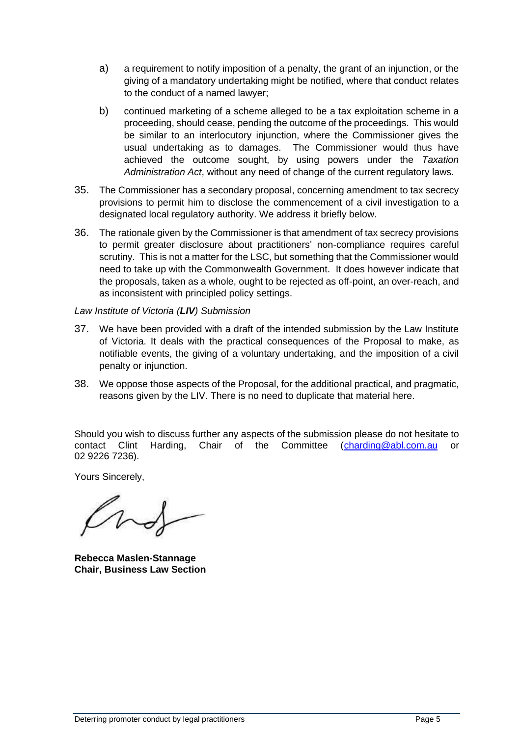a) a requirement to notify imposition of a penalty, the grant of an injunction, or the giving of a mandatory undertaking might be notified, where that conduct relates to the conduct of a named lawyer;

b) continued marketing of a scheme alleged to be a tax exploitation scheme in a proceeding, should cease, pending the outcome of the proceedings. This would be similar to an interlocutory injunction, where the Commissioner gives the usual undertaking as to damages. The Commissioner would thus have achieved the outcome sought, by using powers under the *Taxation Administration Act*, without any need of change of the current regulatory laws.

35. The Commissioner has a secondary proposal, concerning amendment to tax secrecy provisions to permit him to disclose the commencement of a civil investigation to a designated local regulatory authority. We address it briefly below.

36. The rationale given by the Commissioner is that amendment of tax secrecy provisions to permit greater disclosure about practitioners' non-compliance requires careful scrutiny. This is not a matter for the LSC, but something that the Commissioner would need to take up with the Commonwealth Government. It does however indicate that the proposals, taken as a whole, ought to be rejected as off-point, an over-reach, and as inconsistent with principled policy settings.

*Law Institute of Victoria (**LIV**) Submission*

37. We have been provided with a draft of the intended submission by the Law Institute of Victoria. It deals with the practical consequences of the Proposal to make, as notifiable events, the giving of a voluntary undertaking, and the imposition of a civil penalty or injunction.

38. We oppose those aspects of the Proposal, for the additional practical, and pragmatic, reasons given by the LIV. There is no need to duplicate that material here.

Should you wish to discuss further any aspects of the submission please do not hesitate to contact Clint Harding, Chair of the Committee (charding@abl.com.au or 02 9226 7236).

Yours Sincerely,

**Rebecca Maslen-Stannage**
**Chair, Business Law Section**